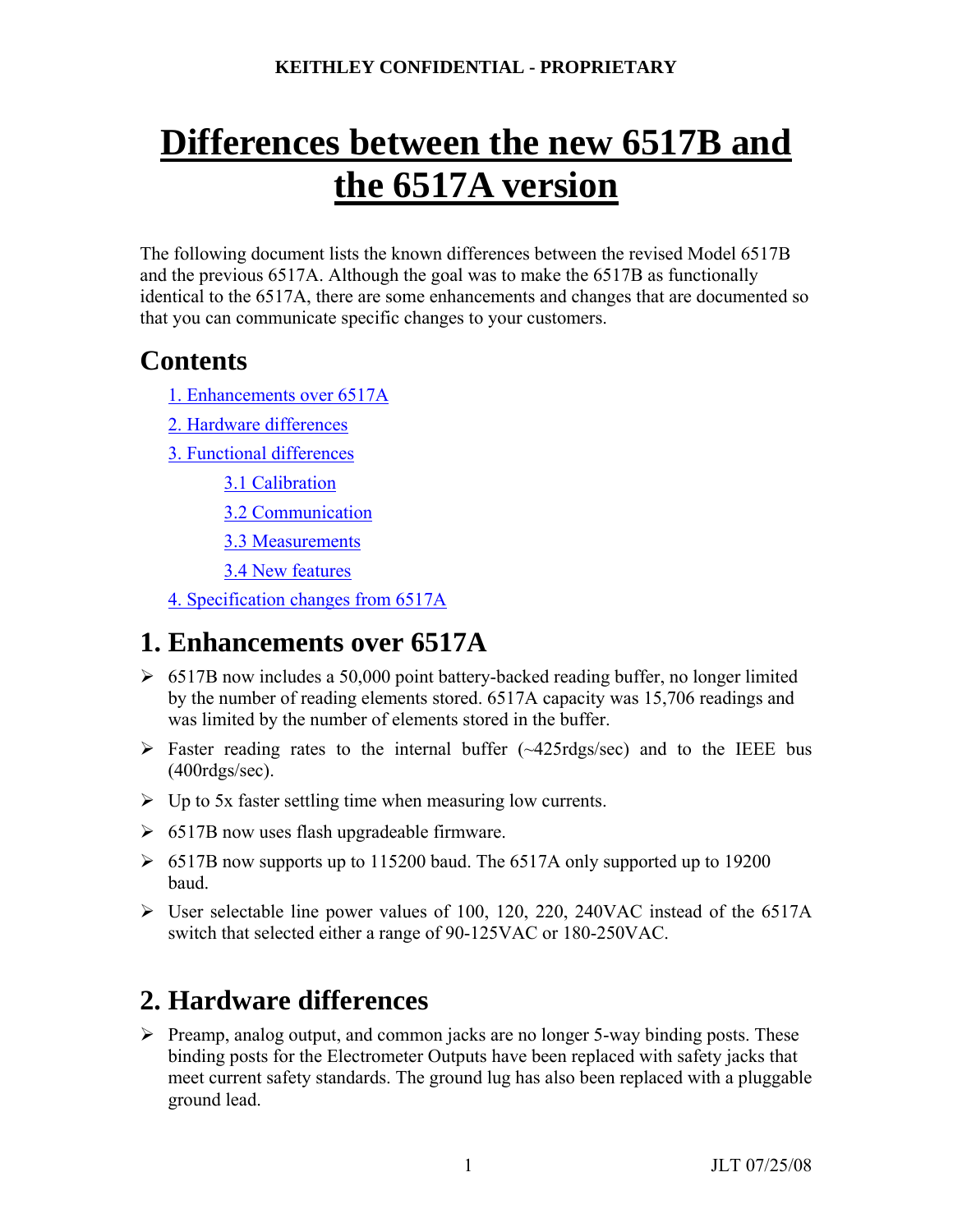KEITHLEY CONFIDENTIAL - PROPRIETARY

# Differences between the new 6517B and the 6517A version

The following document lists the known differences between the revised Model 6517B and the previous 6517A. Although the goal was to make the 6517B as functionally identical to the 6517A, there are some enhancements and changes that are documented so that you can communicate specific changes to your customers.

## Contents

- 1. Enhancements over 6517A
- 2. Hardware differences
- 3. Functional differences
  - 3.1 Calibration
  - 3.2 Communication
  - 3.3 Measurements
  - 3.4 New features
- 4. Specification changes from 6517A

## 1. Enhancements over 6517A

- 6517B now includes a 50,000 point battery-backed reading buffer, no longer limited by the number of reading elements stored. 6517A capacity was 15,706 readings and was limited by the number of elements stored in the buffer.
- Faster reading rates to the internal buffer (~425rdgs/sec) and to the IEEE bus (400rdgs/sec).
- Up to 5x faster settling time when measuring low currents.
- 6517B now uses flash upgradeable firmware.
- 6517B now supports up to 115200 baud. The 6517A only supported up to 19200 baud.
- User selectable line power values of 100, 120, 220, 240VAC instead of the 6517A switch that selected either a range of 90-125VAC or 180-250VAC.

## 2. Hardware differences

- Preamp, analog output, and common jacks are no longer 5-way binding posts. These binding posts for the Electrometer Outputs have been replaced with safety jacks that meet current safety standards. The ground lug has also been replaced with a pluggable ground lead.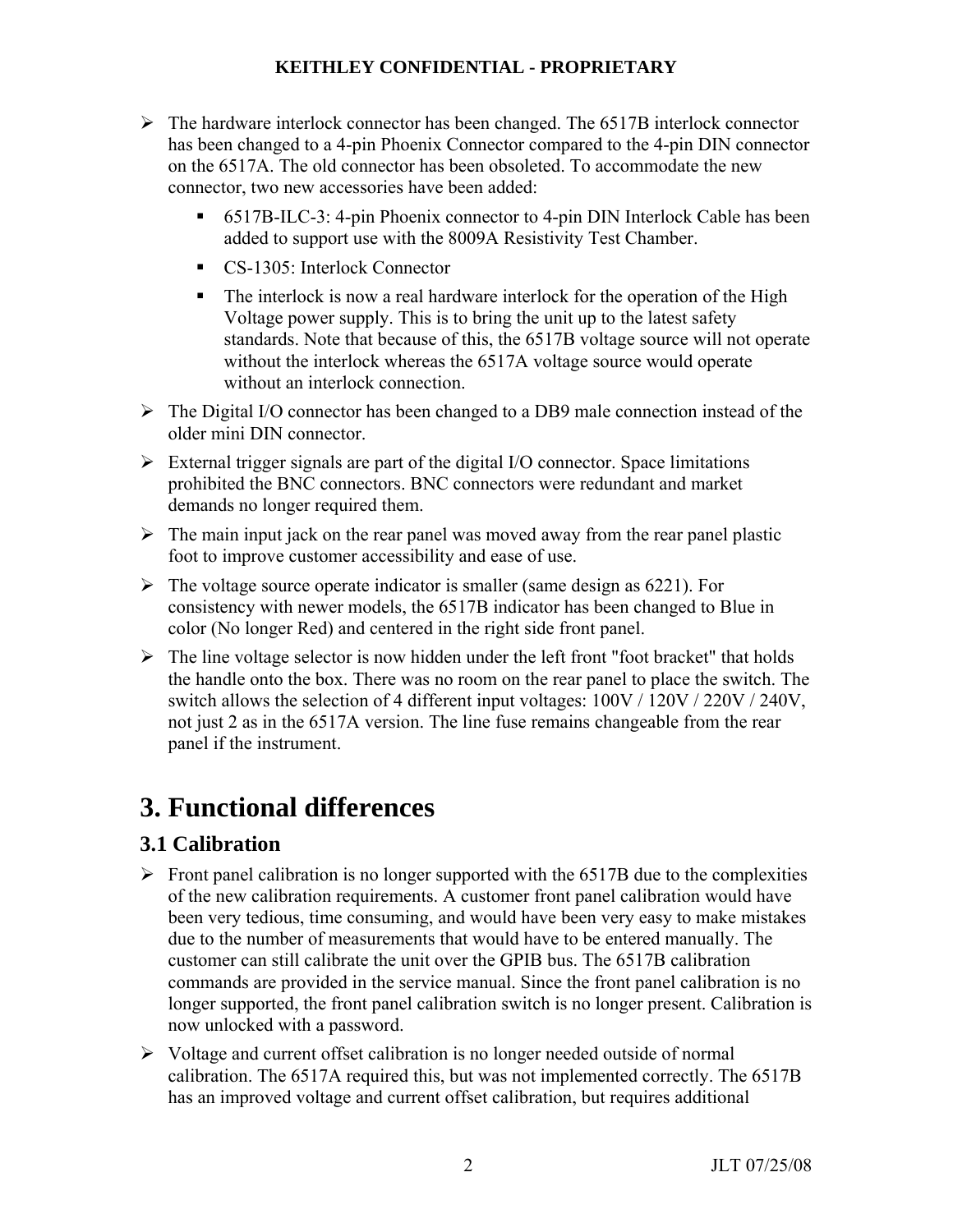- The hardware interlock connector has been changed. The 6517B interlock connector has been changed to a 4-pin Phoenix Connector compared to the 4-pin DIN connector on the 6517A. The old connector has been obsoleted. To accommodate the new connector, two new accessories have been added:
  - 6517B-ILC-3: 4-pin Phoenix connector to 4-pin DIN Interlock Cable has been added to support use with the 8009A Resistivity Test Chamber.
  - CS-1305: Interlock Connector
  - The interlock is now a real hardware interlock for the operation of the High Voltage power supply. This is to bring the unit up to the latest safety standards. Note that because of this, the 6517B voltage source will not operate without the interlock whereas the 6517A voltage source would operate without an interlock connection.
- The Digital I/O connector has been changed to a DB9 male connection instead of the older mini DIN connector.
- External trigger signals are part of the digital I/O connector. Space limitations prohibited the BNC connectors. BNC connectors were redundant and market demands no longer required them.
- The main input jack on the rear panel was moved away from the rear panel plastic foot to improve customer accessibility and ease of use.
- The voltage source operate indicator is smaller (same design as 6221). For consistency with newer models, the 6517B indicator has been changed to Blue in color (No longer Red) and centered in the right side front panel.
- The line voltage selector is now hidden under the left front "foot bracket" that holds the handle onto the box. There was no room on the rear panel to place the switch. The switch allows the selection of 4 different input voltages: 100V / 120V / 220V / 240V, not just 2 as in the 6517A version. The line fuse remains changeable from the rear panel if the instrument.

# 3. Functional differences

## 3.1 Calibration

- Front panel calibration is no longer supported with the 6517B due to the complexities of the new calibration requirements. A customer front panel calibration would have been very tedious, time consuming, and would have been very easy to make mistakes due to the number of measurements that would have to be entered manually. The customer can still calibrate the unit over the GPIB bus. The 6517B calibration commands are provided in the service manual. Since the front panel calibration is no longer supported, the front panel calibration switch is no longer present. Calibration is now unlocked with a password.
- Voltage and current offset calibration is no longer needed outside of normal calibration. The 6517A required this, but was not implemented correctly. The 6517B has an improved voltage and current offset calibration, but requires additional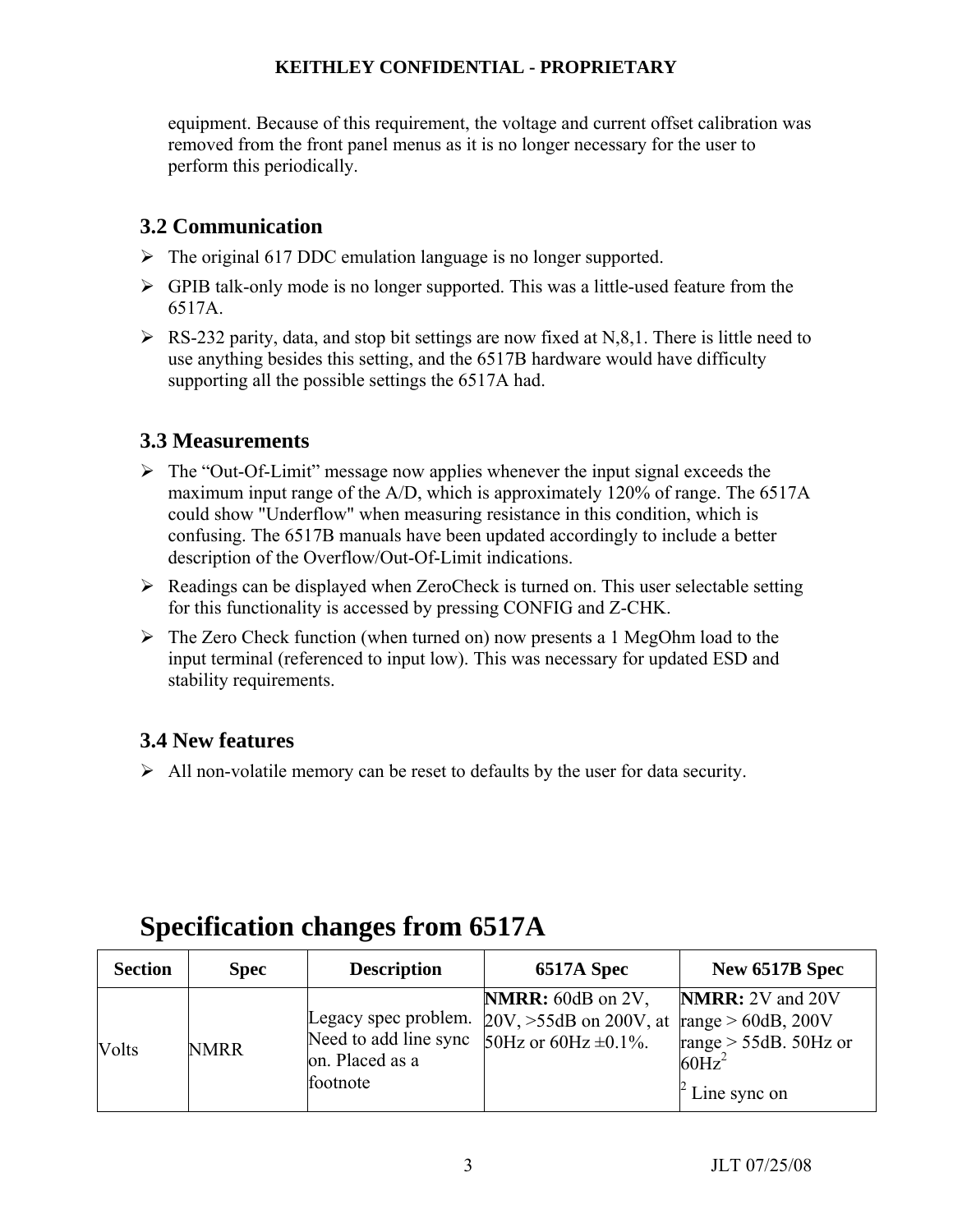equipment. Because of this requirement, the voltage and current offset calibration was removed from the front panel menus as it is no longer necessary for the user to perform this periodically.

### 3.2 Communication

- The original 617 DDC emulation language is no longer supported.
- GPIB talk-only mode is no longer supported. This was a little-used feature from the 6517A.
- RS-232 parity, data, and stop bit settings are now fixed at N,8,1. There is little need to use anything besides this setting, and the 6517B hardware would have difficulty supporting all the possible settings the 6517A had.

### 3.3 Measurements

- The “Out-Of-Limit” message now applies whenever the input signal exceeds the maximum input range of the A/D, which is approximately 120% of range. The 6517A could show "Underflow" when measuring resistance in this condition, which is confusing. The 6517B manuals have been updated accordingly to include a better description of the Overflow/Out-Of-Limit indications.
- Readings can be displayed when ZeroCheck is turned on. This user selectable setting for this functionality is accessed by pressing CONFIG and Z-CHK.
- The Zero Check function (when turned on) now presents a 1 MegOhm load to the input terminal (referenced to input low). This was necessary for updated ESD and stability requirements.

### 3.4 New features

- All non-volatile memory can be reset to defaults by the user for data security.

## Specification changes from 6517A

| Section | Spec | Description | 6517A Spec | New 6517B Spec |
|---|---|---|---|---|
| Volts | NMRR | Legacy spec problem. Need to add line sync on. Placed as a footnote | **NMRR:** 60dB on 2V, 20V, >55dB on 200V, at 50Hz or 60Hz ±0.1%. | **NMRR:** 2V and 20V range > 60dB, 200V range > 55dB. 50Hz or 60Hz[2] <br>[2] Line sync on |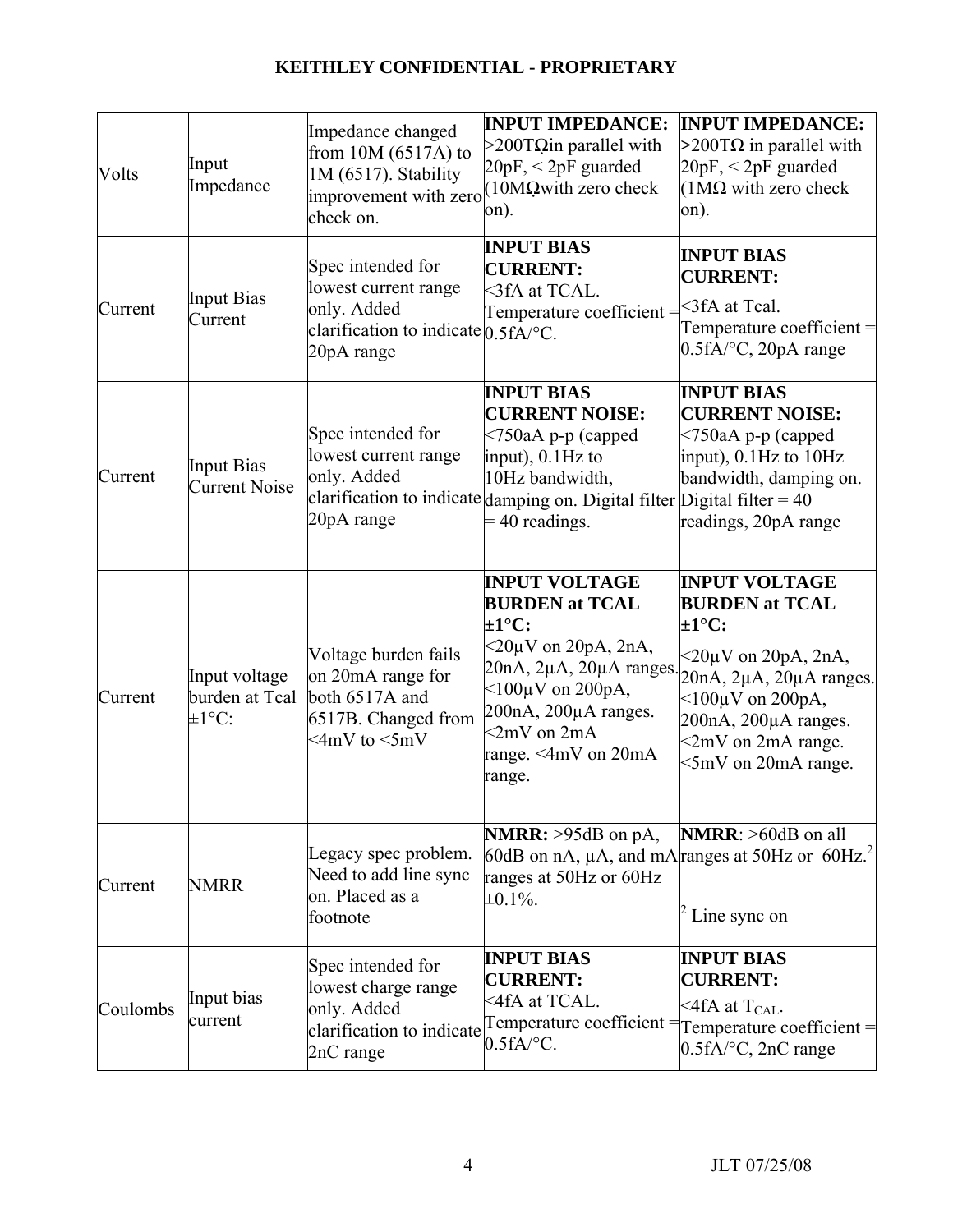| Volts | Input Impedance | Impedance changed from 10M (6517A) to 1M (6517). Stability improvement with zero check on. | **INPUT IMPEDANCE:** >200TΩin parallel with 20pF, < 2pF guarded (10MΩwith zero check on). | **INPUT IMPEDANCE:** >200TΩ in parallel with 20pF, < 2pF guarded (1MΩ with zero check on). |
|---|---|---|---|---|
| Current | Input Bias Current | Spec intended for lowest current range only. Added clarification to indicate 20pA range | **INPUT BIAS CURRENT:** <3fA at TCAL. Temperature coefficient = 0.5fA/°C. | **INPUT BIAS CURRENT:** <3fA at Tcal. Temperature coefficient = 0.5fA/°C, 20pA range |
| Current | Input Bias Current Noise | Spec intended for lowest current range only. Added clarification to indicate 20pA range | **INPUT BIAS CURRENT NOISE:** <750aA p-p (capped input), 0.1Hz to 10Hz bandwidth, damping on. Digital filter = 40 readings. | **INPUT BIAS CURRENT NOISE:** <750aA p-p (capped input), 0.1Hz to 10Hz bandwidth, damping on. Digital filter = 40 readings, 20pA range |
| Current | Input voltage burden at Tcal ±1°C: | Voltage burden fails on 20mA range for both 6517A and 6517B. Changed from <4mV to <5mV | **INPUT VOLTAGE BURDEN at TCAL ±1°C:** <20µV on 20pA, 2nA, 20nA, 2µA, 20µA ranges. <100µV on 200pA, 200nA, 200µA ranges. <2mV on 2mA range. <4mV on 20mA range. | **INPUT VOLTAGE BURDEN at TCAL ±1°C:** <20µV on 20pA, 2nA, 20nA, 2µA, 20µA ranges. <100µV on 200pA, 200nA, 200µA ranges. <2mV on 2mA range. <5mV on 20mA range. |
| Current | NMRR | Legacy spec problem. Need to add line sync on. Placed as a footnote | **NMRR:** >95dB on pA, 60dB on nA, µA, and mA ranges at 50Hz or 60Hz ±0.1%. | **NMRR**: >60dB on all ranges at 50Hz or 60Hz.[2]<br><br>[2] Line sync on |
| Coulombs | Input bias current | Spec intended for lowest charge range only. Added clarification to indicate 2nC range | **INPUT BIAS CURRENT:** <4fA at TCAL. Temperature coefficient = 0.5fA/°C. | **INPUT BIAS CURRENT:** <4fA at $T_{CAL}$. Temperature coefficient = 0.5fA/°C, 2nC range |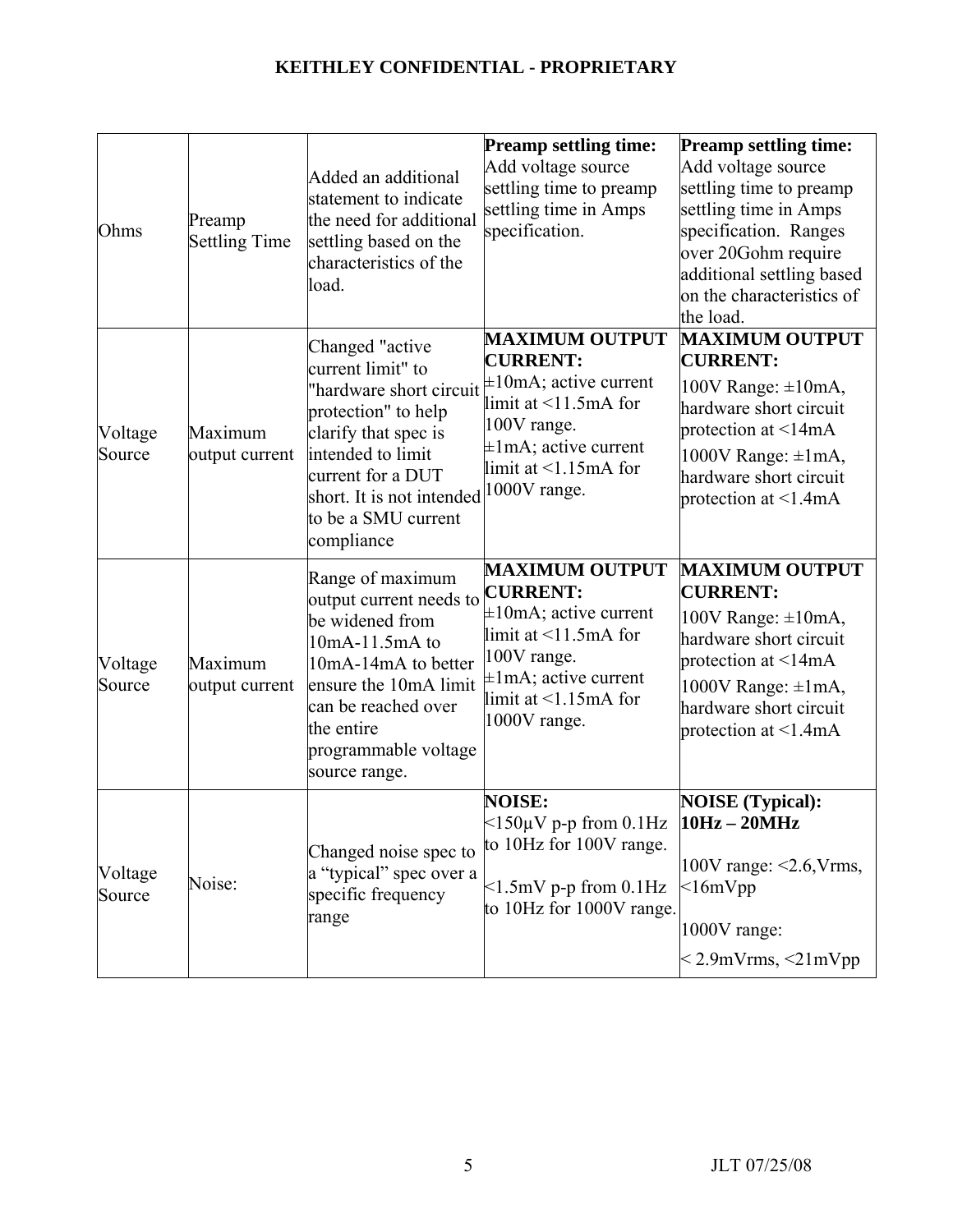**KEITHLEY CONFIDENTIAL - PROPRIETARY**

| | | | | |
|---|---|---|---|---|
| Ohms | Preamp Settling Time | Added an additional statement to indicate the need for additional settling based on the characteristics of the load. | **Preamp settling time:** Add voltage source settling time to preamp settling time in Amps specification. | **Preamp settling time:** Add voltage source settling time to preamp settling time in Amps specification. Ranges over 20Gohm require additional settling based on the characteristics of the load. |
| Voltage Source | Maximum output current | Changed "active current limit" to "hardware short circuit protection" to help clarify that spec is intended to limit current for a DUT short. It is not intended to be a SMU current compliance | **MAXIMUM OUTPUT CURRENT:** ±10mA; active current limit at <11.5mA for 100V range. ±1mA; active current limit at <1.15mA for 1000V range. | **MAXIMUM OUTPUT CURRENT:** 100V Range: ±10mA, hardware short circuit protection at <14mA 1000V Range: ±1mA, hardware short circuit protection at <1.4mA |
| Voltage Source | Maximum output current | Range of maximum output current needs to be widened from 10mA-11.5mA to 10mA-14mA to better ensure the 10mA limit can be reached over the entire programmable voltage source range. | **MAXIMUM OUTPUT CURRENT:** ±10mA; active current limit at <11.5mA for 100V range. ±1mA; active current limit at <1.15mA for 1000V range. | **MAXIMUM OUTPUT CURRENT:** 100V Range: ±10mA, hardware short circuit protection at <14mA 1000V Range: ±1mA, hardware short circuit protection at <1.4mA |
| Voltage Source | Noise: | Changed noise spec to a “typical” spec over a specific frequency range | **NOISE:** <150µV p-p from 0.1Hz to 10Hz for 100V range. <1.5mV p-p from 0.1Hz to 10Hz for 1000V range. | **NOISE (Typical): 10Hz – 20MHz** 100V range: <2.6,Vrms, <16mVpp 1000V range: < 2.9mVrms, <21mVpp |

JLT 07/25/08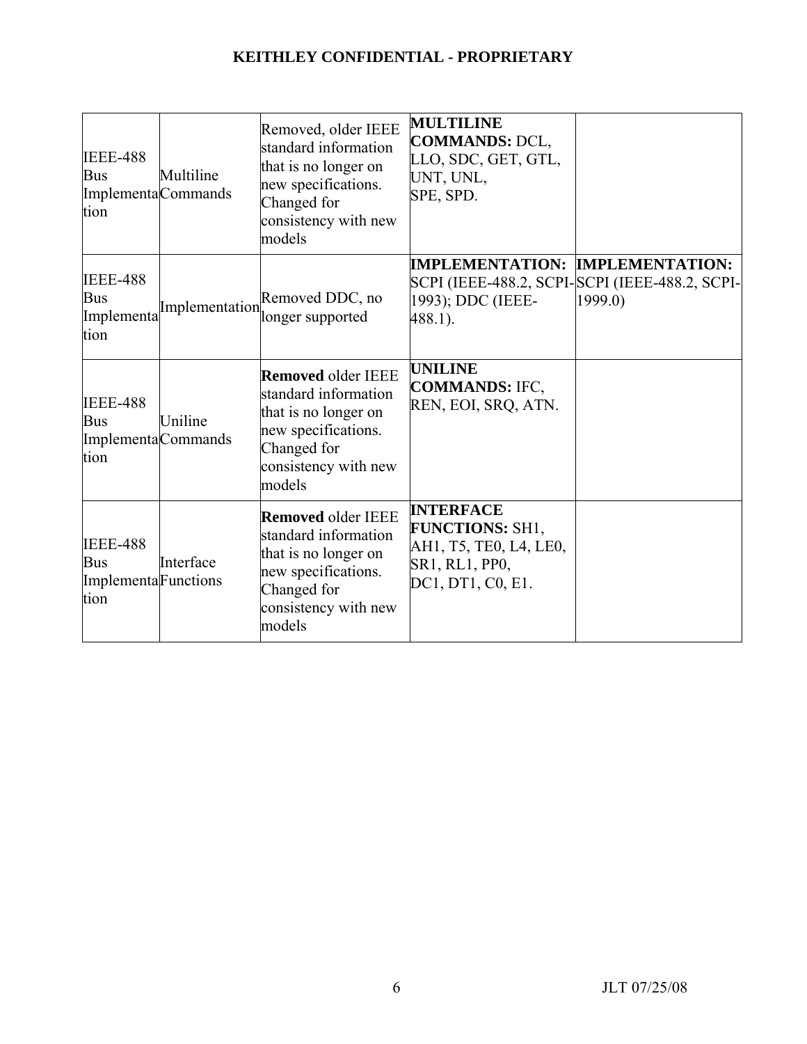| IEEE-488 Bus Implementation | Multiline Commands | Removed, older IEEE standard information that is no longer on new specifications. Changed for consistency with new models | **MULTILINE COMMANDS:** DCL, LLO, SDC, GET, GTL, UNT, UNL, SPE, SPD. | |
|---|---|---|---|---|
| IEEE-488 Bus Implementation | Implementation | Removed DDC, no longer supported | **IMPLEMENTATION:** SCPI (IEEE-488.2, SCPI-1993); DDC (IEEE-488.1). | **IMPLEMENTATION:** SCPI (IEEE-488.2, SCPI-1999.0) |
| IEEE-488 Bus Implementation | Uniline Commands | **Removed** older IEEE standard information that is no longer on new specifications. Changed for consistency with new models | **UNILINE COMMANDS:** IFC, REN, EOI, SRQ, ATN. | |
| IEEE-488 Bus Implementation | Interface Functions | **Removed** older IEEE standard information that is no longer on new specifications. Changed for consistency with new models | **INTERFACE FUNCTIONS:** SH1, AH1, T5, TE0, L4, LE0, SR1, RL1, PP0, DC1, DT1, C0, E1. | |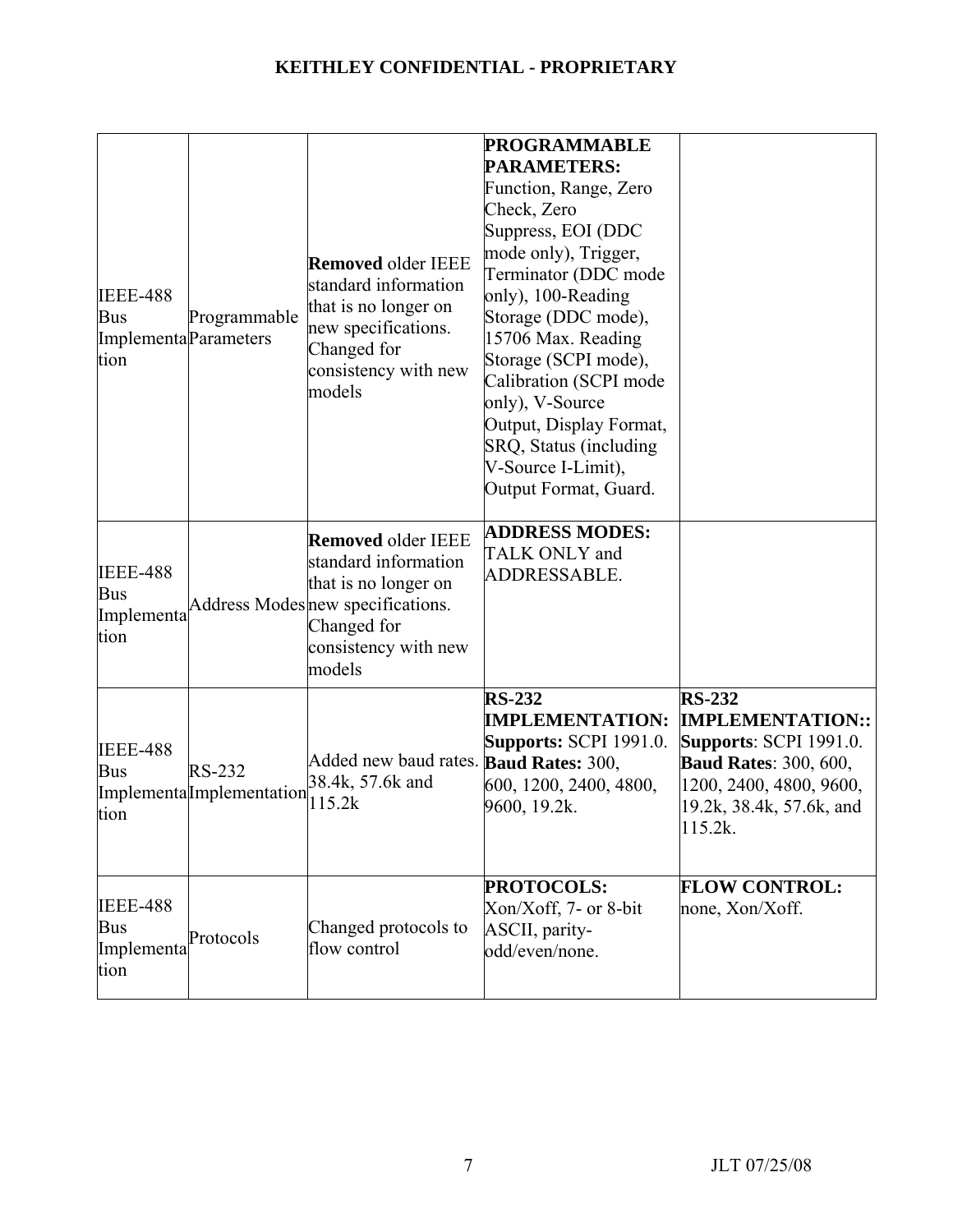**KEITHLEY CONFIDENTIAL - PROPRIETARY**

| | | | | |
|---|---|---|---|---|
| IEEE-488 Bus Implementation | Programmable Parameters | **Removed** older IEEE standard information that is no longer on new specifications. Changed for consistency with new models | **PROGRAMMABLE PARAMETERS:** Function, Range, Zero Check, Zero Suppress, EOI (DDC mode only), Trigger, Terminator (DDC mode only), 100-Reading Storage (DDC mode), 15706 Max. Reading Storage (SCPI mode), Calibration (SCPI mode only), V-Source Output, Display Format, SRQ, Status (including V-Source I-Limit), Output Format, Guard. | |
| IEEE-488 Bus Implementation | Address Modes | **Removed** older IEEE standard information that is no longer on new specifications. Changed for consistency with new models | **ADDRESS MODES:** TALK ONLY and ADDRESSABLE. | |
| IEEE-488 Bus Implementation | RS-232 Implementation | Added new baud rates. 38.4k, 57.6k and 115.2k | **RS-232 IMPLEMENTATION: Supports:** SCPI 1991.0. **Baud Rates:** 300, 600, 1200, 2400, 4800, 9600, 19.2k. | **RS-232 IMPLEMENTATION:: Supports**: SCPI 1991.0. **Baud Rates**: 300, 600, 1200, 2400, 4800, 9600, 19.2k, 38.4k, 57.6k, and 115.2k. |
| IEEE-488 Bus Implementation | Protocols | Changed protocols to flow control | **PROTOCOLS:** Xon/Xoff, 7- or 8-bit ASCII, parity-odd/even/none. | **FLOW CONTROL:** none, Xon/Xoff. |

JLT 07/25/08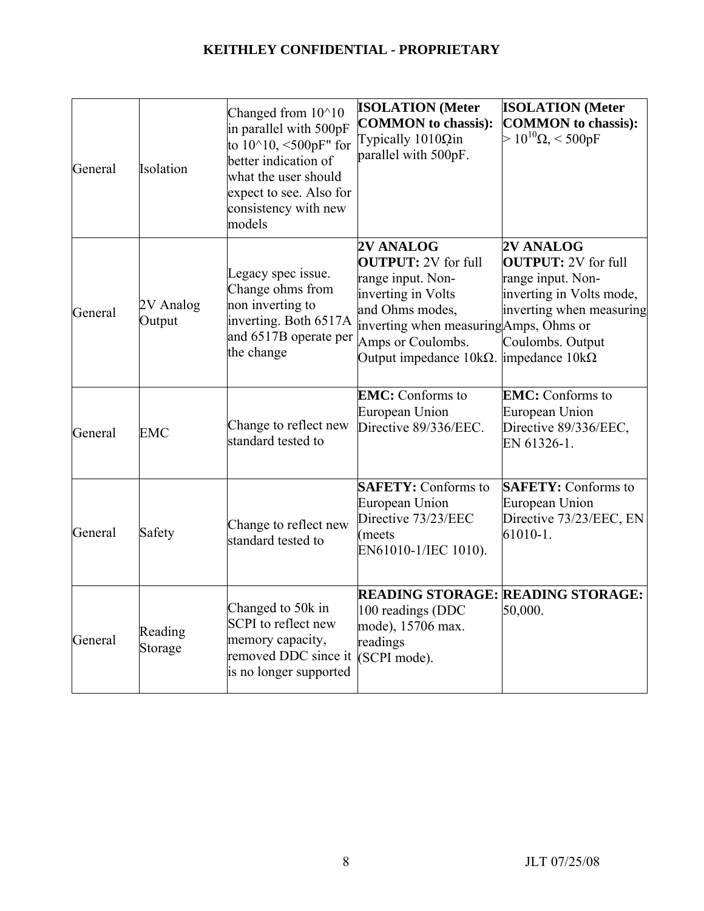| General | Isolation | Changed from 10^10 in parallel with 500pF to 10^10, <500pF" for better indication of what the user should expect to see. Also for consistency with new models | **ISOLATION (Meter COMMON to chassis):** Typically 1010Ωin parallel with 500pF. | **ISOLATION (Meter COMMON to chassis):** > $10^{10}$Ω, < 500pF |
|---|---|---|---|---|
| General | 2V Analog Output | Legacy spec issue. Change ohms from non inverting to inverting. Both 6517A and 6517B operate per the change | **2V ANALOG OUTPUT:** 2V for full range input. Non-inverting in Volts and Ohms modes, inverting when measuring Amps or Coulombs. Output impedance 10kΩ. | **2V ANALOG OUTPUT:** 2V for full range input. Non-inverting in Volts mode, inverting when measuring Amps, Ohms or Coulombs. Output impedance 10kΩ |
| General | EMC | Change to reflect new standard tested to | **EMC:** Conforms to European Union Directive 89/336/EEC. | **EMC:** Conforms to European Union Directive 89/336/EEC, EN 61326-1. |
| General | Safety | Change to reflect new standard tested to | **SAFETY:** Conforms to European Union Directive 73/23/EEC (meets EN61010-1/IEC 1010). | **SAFETY:** Conforms to European Union Directive 73/23/EEC, EN 61010-1. |
| General | Reading Storage | Changed to 50k in SCPI to reflect new memory capacity, removed DDC since it is no longer supported | **READING STORAGE:** 100 readings (DDC mode), 15706 max. readings (SCPI mode). | **READING STORAGE:** 50,000. |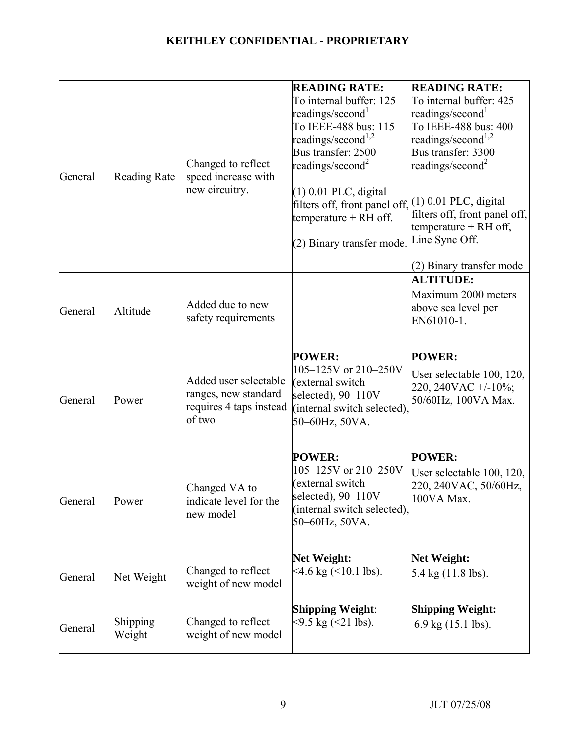**KEITHLEY CONFIDENTIAL - PROPRIETARY**

| | | | | |
|---|---|---|---|---|
| General | Reading Rate | Changed to reflect speed increase with new circuitry. | **READING RATE:**<br>To internal buffer: 125 readings/second[1]<br>To IEEE-488 bus: 115 readings/second[1,2]<br>Bus transfer: 2500 readings/second[2]<br><br>(1) 0.01 PLC, digital filters off, front panel off, temperature + RH off.<br><br>(2) Binary transfer mode. | **READING RATE:**<br>To internal buffer: 425 readings/second[1]<br>To IEEE-488 bus: 400 readings/second[1,2]<br>Bus transfer: 3300 readings/second[2]<br><br>(1) 0.01 PLC, digital filters off, front panel off, temperature + RH off, Line Sync Off.<br><br>(2) Binary transfer mode |
| General | Altitude | Added due to new safety requirements | | **ALTITUDE:**<br>Maximum 2000 meters above sea level per EN61010-1. |
| General | Power | Added user selectable ranges, new standard requires 4 taps instead of two | **POWER:**<br>105–125V or 210–250V (external switch selected), 90–110V (internal switch selected), 50–60Hz, 50VA. | **POWER:**<br>User selectable 100, 120, 220, 240VAC +/-10%; 50/60Hz, 100VA Max. |
| General | Power | Changed VA to indicate level for the new model | **POWER:**<br>105–125V or 210–250V (external switch selected), 90–110V (internal switch selected), 50–60Hz, 50VA. | **POWER:**<br>User selectable 100, 120, 220, 240VAC, 50/60Hz, 100VA Max. |
| General | Net Weight | Changed to reflect weight of new model | **Net Weight:**<br><4.6 kg (<10.1 lbs). | **Net Weight:**<br>5.4 kg (11.8 lbs). |
| General | Shipping Weight | Changed to reflect weight of new model | **Shipping Weight**:<br><9.5 kg (<21 lbs). | **Shipping Weight:**<br>6.9 kg (15.1 lbs). |

JLT 07/25/08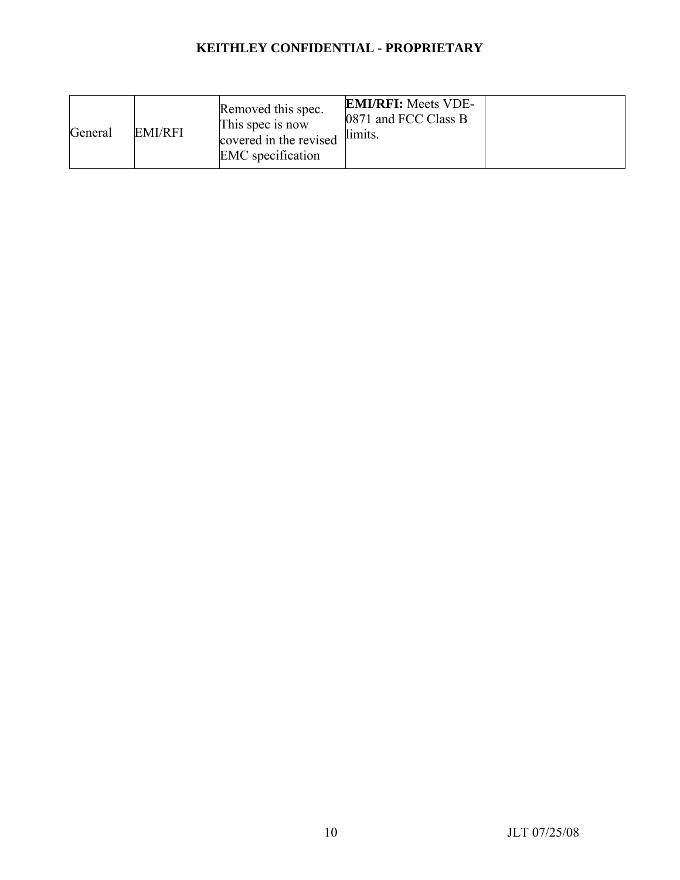| | | | | |
|---|---|---|---|---|
| General | EMI/RFI | Removed this spec. This spec is now covered in the revised EMC specification | **EMI/RFI:** Meets VDE-0871 and FCC Class B limits. | |